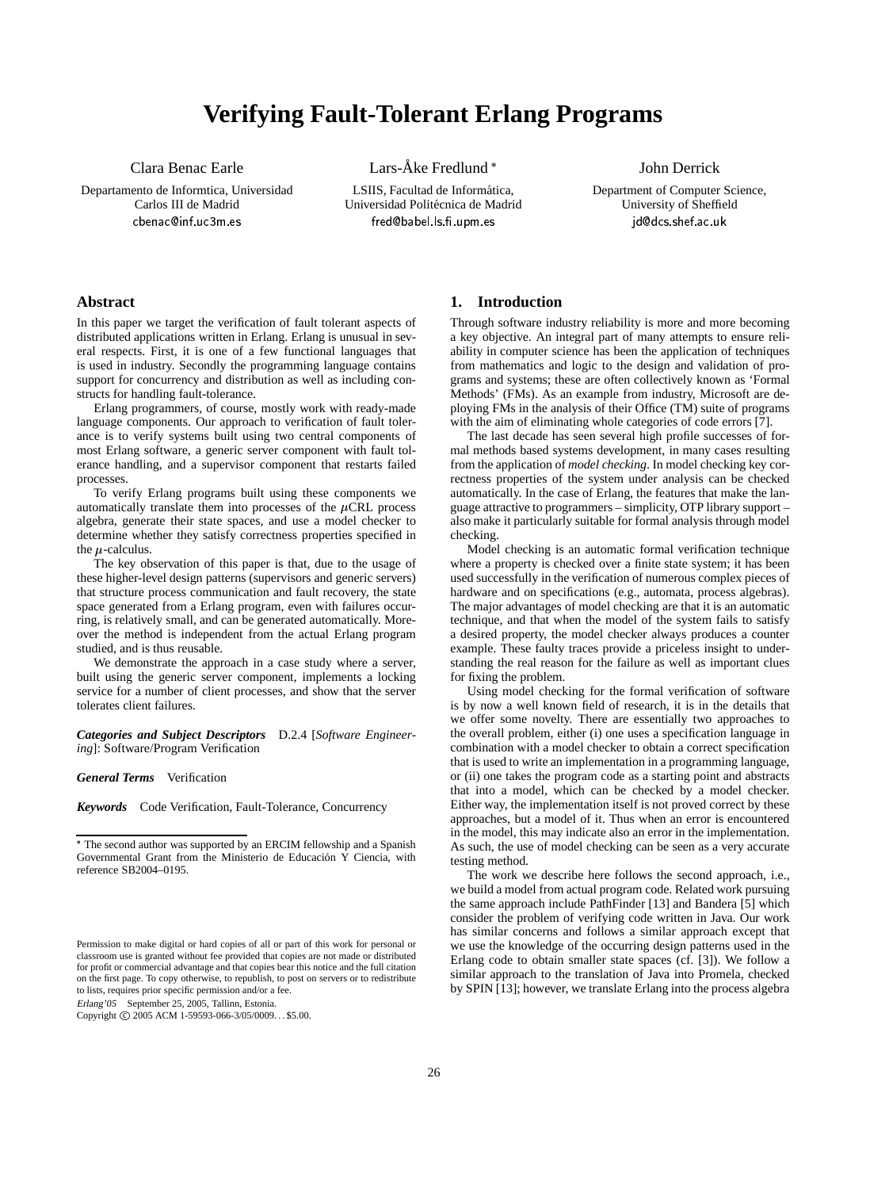# Verifying Fault-Tolerant Erlang Programs

Clara Benac Earle
Departamento de Informtica, Universidad Carlos III de Madrid
cbenac@inf.uc3m.es

Lars-Åke Fredlund *
LSIIS, Facultad de Informática, Universidad Politécnica de Madrid
fred@babel.ls.fi.upm.es

John Derrick
Department of Computer Science, University of Sheffield
jd@dcs.shef.ac.uk

## Abstract

In this paper we target the verification of fault tolerant aspects of distributed applications written in Erlang. Erlang is unusual in several respects. First, it is one of a few functional languages that is used in industry. Secondly the programming language contains support for concurrency and distribution as well as including constructs for handling fault-tolerance.

Erlang programmers, of course, mostly work with ready-made language components. Our approach to verification of fault tolerance is to verify systems built using two central components of most Erlang software, a generic server component with fault tolerance handling, and a supervisor component that restarts failed processes.

To verify Erlang programs built using these components we automatically translate them into processes of the $\mu$CRL process algebra, generate their state spaces, and use a model checker to determine whether they satisfy correctness properties specified in the $\mu$-calculus.

The key observation of this paper is that, due to the usage of these higher-level design patterns (supervisors and generic servers) that structure process communication and fault recovery, the state space generated from a Erlang program, even with failures occurring, is relatively small, and can be generated automatically. Moreover the method is independent from the actual Erlang program studied, and is thus reusable.

We demonstrate the approach in a case study where a server, built using the generic server component, implements a locking service for a number of client processes, and show that the server tolerates client failures.

***Categories and Subject Descriptors*** D.2.4 [*Software Engineering*]: Software/Program Verification

***General Terms*** Verification

***Keywords*** Code Verification, Fault-Tolerance, Concurrency

* The second author was supported by an ERCIM fellowship and a Spanish Governmental Grant from the Ministerio de Educación Y Ciencia, with reference SB2004–0195.

Permission to make digital or hard copies of all or part of this work for personal or classroom use is granted without fee provided that copies are not made or distributed for profit or commercial advantage and that copies bear this notice and the full citation on the first page. To copy otherwise, to republish, to post on servers or to redistribute to lists, requires prior specific permission and/or a fee.

*Erlang'05* September 25, 2005, Tallinn, Estonia.
Copyright © 2005 ACM 1-59593-066-3/05/0009... $5.00.

## 1. Introduction

Through software industry reliability is more and more becoming a key objective. An integral part of many attempts to ensure reliability in computer science has been the application of techniques from mathematics and logic to the design and validation of programs and systems; these are often collectively known as 'Formal Methods' (FMs). As an example from industry, Microsoft are deploying FMs in the analysis of their Office (TM) suite of programs with the aim of eliminating whole categories of code errors [7].

The last decade has seen several high profile successes of formal methods based systems development, in many cases resulting from the application of *model checking*. In model checking key correctness properties of the system under analysis can be checked automatically. In the case of Erlang, the features that make the language attractive to programmers – simplicity, OTP library support – also make it particularly suitable for formal analysis through model checking.

Model checking is an automatic formal verification technique where a property is checked over a finite state system; it has been used successfully in the verification of numerous complex pieces of hardware and on specifications (e.g., automata, process algebras). The major advantages of model checking are that it is an automatic technique, and that when the model of the system fails to satisfy a desired property, the model checker always produces a counter example. These faulty traces provide a priceless insight to understanding the real reason for the failure as well as important clues for fixing the problem.

Using model checking for the formal verification of software is by now a well known field of research, it is in the details that we offer some novelty. There are essentially two approaches to the overall problem, either (i) one uses a specification language in combination with a model checker to obtain a correct specification that is used to write an implementation in a programming language, or (ii) one takes the program code as a starting point and abstracts that into a model, which can be checked by a model checker. Either way, the implementation itself is not proved correct by these approaches, but a model of it. Thus when an error is encountered in the model, this may indicate also an error in the implementation. As such, the use of model checking can be seen as a very accurate testing method.

The work we describe here follows the second approach, i.e., we build a model from actual program code. Related work pursuing the same approach include PathFinder [13] and Bandera [5] which consider the problem of verifying code written in Java. Our work has similar concerns and follows a similar approach except that we use the knowledge of the occurring design patterns used in the Erlang code to obtain smaller state spaces (cf. [3]). We follow a similar approach to the translation of Java into Promela, checked by SPIN [13]; however, we translate Erlang into the process algebra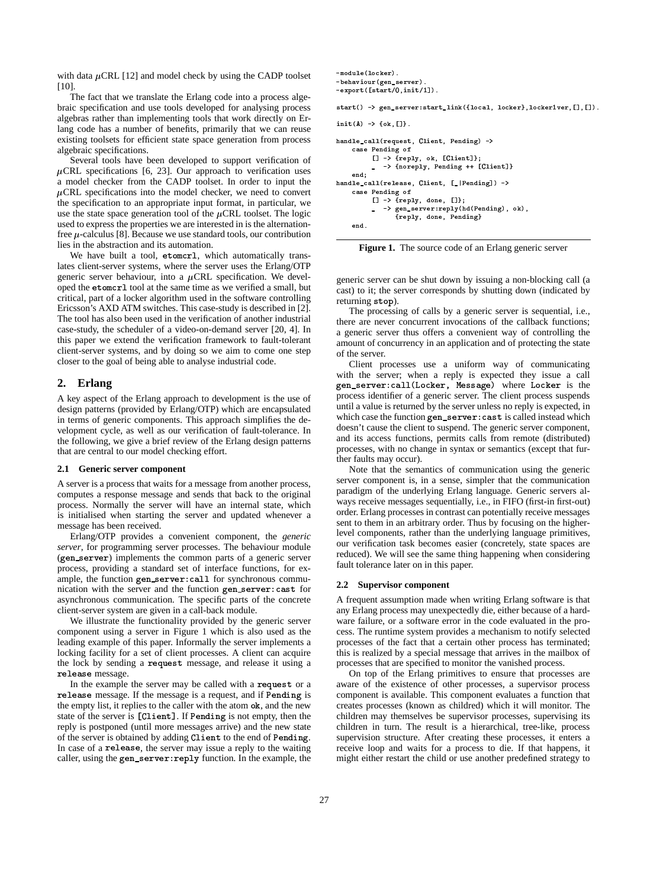with data $\mu$CRL [12] and model check by using the CADP toolset [10].

The fact that we translate the Erlang code into a process algebraic specification and use tools developed for analysing process algebras rather than implementing tools that work directly on Erlang code has a number of benefits, primarily that we can reuse existing toolsets for efficient state space generation from process algebraic specifications.

Several tools have been developed to support verification of $\mu$CRL specifications [6, 23]. Our approach to verification uses a model checker from the CADP toolset. In order to input the $\mu$CRL specifications into the model checker, we need to convert the specification to an appropriate input format, in particular, we use the state space generation tool of the $\mu$CRL toolset. The logic used to express the properties we are interested in is the alternation-free $\mu$-calculus [8]. Because we use standard tools, our contribution lies in the abstraction and its automation.

We have built a tool, `etomcrl`, which automatically translates client-server systems, where the server uses the Erlang/OTP generic server behaviour, into a $\mu$CRL specification. We developed the `etomcrl` tool at the same time as we verified a small, but critical, part of a locker algorithm used in the software controlling Ericsson's AXD ATM switches. This case-study is described in [2]. The tool has also been used in the verification of another industrial case-study, the scheduler of a video-on-demand server [20, 4]. In this paper we extend the verification framework to fault-tolerant client-server systems, and by doing so we aim to come one step closer to the goal of being able to analyse industrial code.

## 2. Erlang

A key aspect of the Erlang approach to development is the use of design patterns (provided by Erlang/OTP) which are encapsulated in terms of generic components. This approach simplifies the development cycle, as well as our verification of fault-tolerance. In the following, we give a brief review of the Erlang design patterns that are central to our model checking effort.

### 2.1 Generic server component

A server is a process that waits for a message from another process, computes a response message and sends that back to the original process. Normally the server will have an internal state, which is initialised when starting the server and updated whenever a message has been received.

Erlang/OTP provides a convenient component, the *generic server*, for programming server processes. The behaviour module (`gen_server`) implements the common parts of a generic server process, providing a standard set of interface functions, for example, the function `gen_server:call` for synchronous communication with the server and the function `gen_server:cast` for asynchronous communication. The specific parts of the concrete client-server system are given in a call-back module.

We illustrate the functionality provided by the generic server component using a server in Figure 1 which is also used as the leading example of this paper. Informally the server implements a locking facility for a set of client processes. A client can acquire the lock by sending a `request` message, and release it using a `release` message.

In the example the server may be called with a `request` or a `release` message. If the message is a request, and if `Pending` is the empty list, it replies to the caller with the atom `ok`, and the new state of the server is `[Client]`. If `Pending` is not empty, then the reply is postponed (until more messages arrive) and the new state of the server is obtained by adding `Client` to the end of `Pending`. In case of a `release`, the server may issue a reply to the waiting caller, using the `gen_server:reply` function. In the example, the

```
-module(locker).
-behaviour(gen_server).
-export([start/0,init/1]).

start() -> gen_server:start_link({local, locker},locker1ver,[],[]).

init(A) -> {ok,[]}.

handle_call(request, Client, Pending) ->
    case Pending of
         [] -> {reply, ok, [Client]};
         _  -> {noreply, Pending ++ [Client]}
    end;
handle_call(release, Client, [_|Pending]) ->
    case Pending of
         [] -> {reply, done, []};
         _  -> gen_server:reply(hd(Pending), ok),
               {reply, done, Pending}
    end.
```

**Figure 1.** The source code of an Erlang generic server

generic server can be shut down by issuing a non-blocking call (a cast) to it; the server corresponds by shutting down (indicated by returning `stop`).

The processing of calls by a generic server is sequential, i.e., there are never concurrent invocations of the callback functions; a generic server thus offers a convenient way of controlling the amount of concurrency in an application and of protecting the state of the server.

Client processes use a uniform way of communicating with the server; when a reply is expected they issue a call `gen_server:call(Locker, Message)` where `Locker` is the process identifier of a generic server. The client process suspends until a value is returned by the server unless no reply is expected, in which case the function `gen_server:cast` is called instead which doesn't cause the client to suspend. The generic server component, and its access functions, permits calls from remote (distributed) processes, with no change in syntax or semantics (except that further faults may occur).

Note that the semantics of communication using the generic server component is, in a sense, simpler that the communication paradigm of the underlying Erlang language. Generic servers always receive messages sequentially, i.e., in FIFO (first-in first-out) order. Erlang processes in contrast can potentially receive messages sent to them in an arbitrary order. Thus by focusing on the higher-level components, rather than the underlying language primitives, our verification task becomes easier (concretely, state spaces are reduced). We will see the same thing happening when considering fault tolerance later on in this paper.

### 2.2 Supervisor component

A frequent assumption made when writing Erlang software is that any Erlang process may unexpectedly die, either because of a hardware failure, or a software error in the code evaluated in the process. The runtime system provides a mechanism to notify selected processes of the fact that a certain other process has terminated; this is realized by a special message that arrives in the mailbox of processes that are specified to monitor the vanished process.

On top of the Erlang primitives to ensure that processes are aware of the existence of other processes, a supervisor process component is available. This component evaluates a function that creates processes (known as childred) which it will monitor. The children may themselves be supervisor processes, supervising its children in turn. The result is a hierarchical, tree-like, process supervision structure. After creating these processes, it enters a receive loop and waits for a process to die. If that happens, it might either restart the child or use another predefined strategy to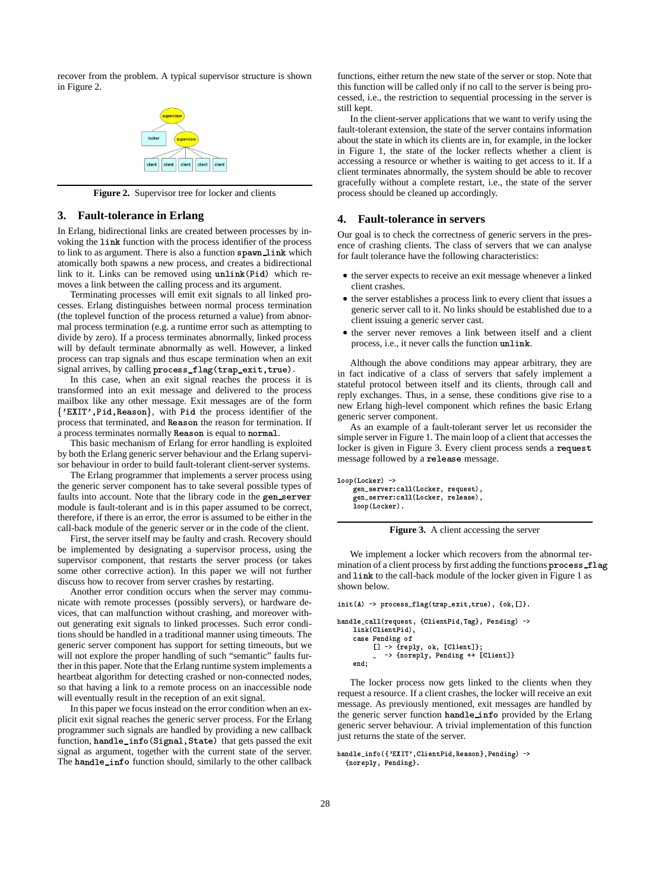recover from the problem. A typical supervisor structure is shown in Figure 2.

Figure 2. Supervisor tree for locker and clients

## 3. Fault-tolerance in Erlang

In Erlang, bidirectional links are created between processes by invoking the `link` function with the process identifier of the process to link to as argument. There is also a function `spawn_link` which atomically both spawns a new process, and creates a bidirectional link to it. Links can be removed using `unlink(Pid)` which removes a link between the calling process and its argument.

Terminating processes will emit exit signals to all linked processes. Erlang distinguishes between normal process termination (the toplevel function of the process returned a value) from abnormal process termination (e.g. a runtime error such as attempting to divide by zero). If a process terminates abnormally, linked processes will by default terminate abnormally as well. However, a linked process can trap signals and thus escape termination when an exit signal arrives, by calling `process_flag(trap_exit,true)`.

In this case, when an exit signal reaches the process it is transformed into an exit message and delivered to the process mailbox like any other message. Exit messages are of the form `{'EXIT',Pid,Reason}`, with `Pid` the process identifier of the process that terminated, and `Reason` the reason for termination. If a process terminates normally `Reason` is equal to `normal`.

This basic mechanism of Erlang for error handling is exploited by both the Erlang generic server behaviour and the Erlang supervisor behaviour in order to build fault-tolerant client-server systems.

The Erlang programmer that implements a server process using the generic server component has to take several possible types of faults into account. Note that the library code in the `gen_server` module is fault-tolerant and is in this paper assumed to be correct, therefore, if there is an error, the error is assumed to be either in the call-back module of the generic server or in the code of the client.

First, the server itself may be faulty and crash. Recovery should be implemented by designating a supervisor process, using the supervisor component, that restarts the server process (or takes some other corrective action). In this paper we will not further discuss how to recover from server crashes by restarting.

Another error condition occurs when the server may communicate with remote processes (possibly servers), or hardware devices, that can malfunction without crashing, and moreover without generating exit signals to linked processes. Such error conditions should be handled in a traditional manner using timeouts. The generic server component has support for setting timeouts, but we will not explore the proper handling of such "semantic" faults further in this paper. Note that the Erlang runtime system implements a heartbeat algorithm for detecting crashed or non-connected nodes, so that having a link to a remote process on an inaccessible node will eventually result in the reception of an exit signal.

In this paper we focus instead on the error condition when an explicit exit signal reaches the generic server process. For the Erlang programmer such signals are handled by providing a new callback function, `handle_info(Signal,State)` that gets passed the exit signal as argument, together with the current state of the server. The `handle_info` function should, similarly to the other callback functions, either return the new state of the server or stop. Note that this function will be called only if no call to the server is being processed, i.e., the restriction to sequential processing in the server is still kept.

In the client-server applications that we want to verify using the fault-tolerant extension, the state of the server contains information about the state in which its clients are in, for example, in the locker in Figure 1, the state of the locker reflects whether a client is accessing a resource or whether is waiting to get access to it. If a client terminates abnormally, the system should be able to recover gracefully without a complete restart, i.e., the state of the server process should be cleaned up accordingly.

## 4. Fault-tolerance in servers

Our goal is to check the correctness of generic servers in the presence of crashing clients. The class of servers that we can analyse for fault tolerance have the following characteristics:

- the server expects to receive an exit message whenever a linked client crashes.
- the server establishes a process link to every client that issues a generic server call to it. No links should be established due to a client issuing a generic server cast.
- the server never removes a link between itself and a client process, i.e., it never calls the function `unlink`.

Although the above conditions may appear arbitrary, they are in fact indicative of a class of servers that safely implement a stateful protocol between itself and its clients, through call and reply exchanges. Thus, in a sense, these conditions give rise to a new Erlang high-level component which refines the basic Erlang generic server component.

As an example of a fault-tolerant server let us reconsider the simple server in Figure 1. The main loop of a client that accesses the locker is given in Figure 3. Every client process sends a `request` message followed by a `release` message.

```
loop(Locker) ->
    gen_server:call(Locker, request),
    gen_server:call(Locker, release),
    loop(Locker).
```

Figure 3. A client accessing the server

We implement a locker which recovers from the abnormal termination of a client process by first adding the functions `process_flag` and `link` to the call-back module of the locker given in Figure 1 as shown below.

```
init(A) -> process_flag(trap_exit,true), {ok,[]}.

handle_call(request, {ClientPid,Tag}, Pending) ->
    link(ClientPid),
    case Pending of
        [] -> {reply, ok, [Client]};
        _  -> {noreply, Pending ++ [Client]}
    end;
```

The locker process now gets linked to the clients when they request a resource. If a client crashes, the locker will receive an exit message. As previously mentioned, exit messages are handled by the generic server function `handle_info` provided by the Erlang generic server behaviour. A trivial implementation of this function just returns the state of the server.

```
handle_info({'EXIT',ClientPid,Reason},Pending) ->
  {noreply, Pending}.
```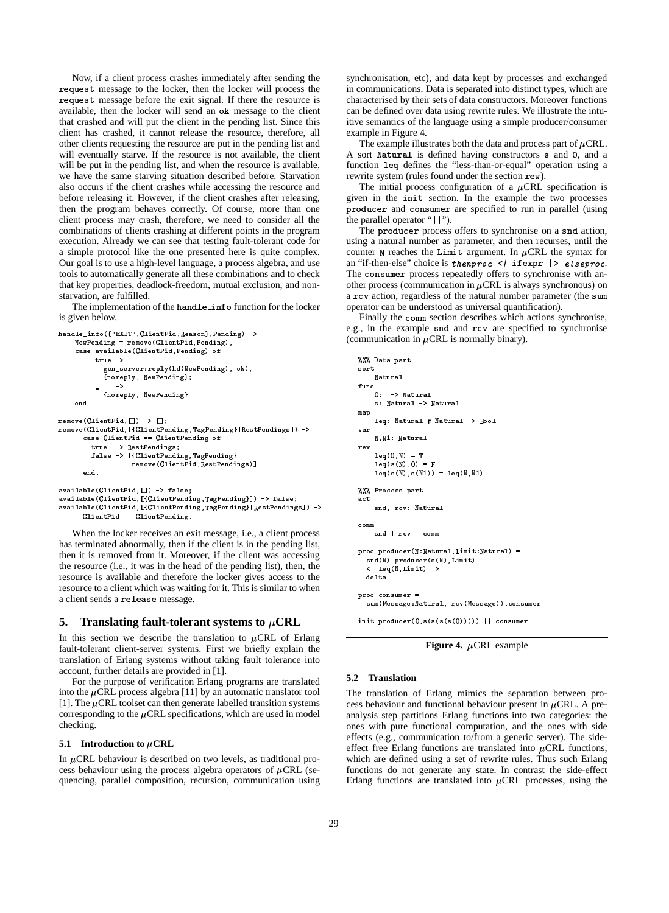Now, if a client process crashes immediately after sending the `request` message to the locker, then the locker will process the `request` message before the exit signal. If there the resource is available, then the locker will send an `ok` message to the client that crashed and will put the client in the pending list. Since this client has crashed, it cannot release the resource, therefore, all other clients requesting the resource are put in the pending list and will eventually starve. If the resource is not available, the client will be put in the pending list, and when the resource is available, we have the same starving situation described before. Starvation also occurs if the client crashes while accessing the resource and before releasing it. However, if the client crashes after releasing, then the program behaves correctly. Of course, more than one client process may crash, therefore, we need to consider all the combinations of clients crashing at different points in the program execution. Already we can see that testing fault-tolerant code for a simple protocol like the one presented here is quite complex. Our goal is to use a high-level language, a process algebra, and use tools to automatically generate all these combinations and to check that key properties, deadlock-freedom, mutual exclusion, and non-starvation, are fulfilled.

The implementation of the `handle_info` function for the locker is given below.

```
handle_info({'EXIT',ClientPid,Reason},Pending) ->
    NewPending = remove(ClientPid,Pending),
    case available(ClientPid,Pending) of
         true ->
           gen_server:reply(hd(NewPending), ok),
           {noreply, NewPending};
         _    ->
           {noreply, NewPending}
    end.

remove(ClientPid,[]) -> [];
remove(ClientPid,[{ClientPending,TagPending}|RestPendings]) ->
      case ClientPid == ClientPending of
        true  -> RestPendings;
        false -> [{ClientPending,TagPending}|
                  remove(ClientPid,RestPendings)]
      end.

available(ClientPid,[]) -> false;
available(ClientPid,[{ClientPending,TagPending}]) -> false;
available(ClientPid,[{ClientPending,TagPending}|RestPendings]) ->
      ClientPid == ClientPending.
```

When the locker receives an exit message, i.e., a client process has terminated abnormally, then if the client is in the pending list, then it is removed from it. Moreover, if the client was accessing the resource (i.e., it was in the head of the pending list), then, the resource is available and therefore the locker gives access to the resource to a client which was waiting for it. This is similar to when a client sends a `release` message.

## 5. Translating fault-tolerant systems to $\mu$CRL

In this section we describe the translation to $\mu$CRL of Erlang fault-tolerant client-server systems. First we briefly explain the translation of Erlang systems without taking fault tolerance into account, further details are provided in [1].

For the purpose of verification Erlang programs are translated into the $\mu$CRL process algebra [11] by an automatic translator tool [1]. The $\mu$CRL toolset can then generate labelled transition systems corresponding to the $\mu$CRL specifications, which are used in model checking.

### 5.1 Introduction to $\mu$CRL

In $\mu$CRL behaviour is described on two levels, as traditional process behaviour using the process algebra operators of $\mu$CRL (sequencing, parallel composition, recursion, communication using synchronisation, etc), and data kept by processes and exchanged in communications. Data is separated into distinct types, which are characterised by their sets of data constructors. Moreover functions can be defined over data using rewrite rules. We illustrate the intuitive semantics of the language using a simple producer/consumer example in Figure 4.

The example illustrates both the data and process part of $\mu$CRL. A sort `Natural` is defined having constructors `s` and `0`, and a function `leq` defines the "less-than-or-equal" operation using a rewrite system (rules found under the section `rew`).

The initial process configuration of a $\mu$CRL specification is given in the `init` section. In the example the two processes `producer` and `consumer` are specified to run in parallel (using the parallel operator "`||`").

The `producer` process offers to synchronise on a `snd` action, using a natural number as parameter, and then recurses, until the counter `N` reaches the `Limit` argument. In $\mu$CRL the syntax for an "if-then-else" choice is *thenproc* `<| ifexpr |>` *elseproc*. The `consumer` process repeatedly offers to synchronise with another process (communication in $\mu$CRL is always synchronous) on a `rcv` action, regardless of the natural number parameter (the `sum` operator can be understood as universal quantification).

Finally the `comm` section describes which actions synchronise, e.g., in the example `snd` and `rcv` are specified to synchronise (communication in $\mu$CRL is normally binary).

```
%%% Data part
sort
    Natural
func
    0:  -> Natural
    s: Natural -> Natural
map
    leq: Natural # Natural -> Bool
var
    N,N1: Natural
rew
    leq(0,N) = T
    leq(s(N),0) = F
    leq(s(N),s(N1)) = leq(N,N1)

%%% Process part
act
    snd, rcv: Natural

comm
    snd | rcv = comm

proc producer(N:Natural,Limit:Natural) =
  snd(N).producer(s(N),Limit)
  <| leq(N,Limit) |>
  delta

proc consumer =
  sum(Message:Natural, rcv(Message)).consumer

init producer(0,s(s(s(s(0))))) || consumer
```

**Figure 4.** $\mu$CRL example

### 5.2 Translation

The translation of Erlang mimics the separation between process behaviour and functional behaviour present in $\mu$CRL. A pre-analysis step partitions Erlang functions into two categories: the ones with pure functional computation, and the ones with side effects (e.g., communication to/from a generic server). The side-effect free Erlang functions are translated into $\mu$CRL functions, which are defined using a set of rewrite rules. Thus such Erlang functions do not generate any state. In contrast the side-effect Erlang functions are translated into $\mu$CRL processes, using the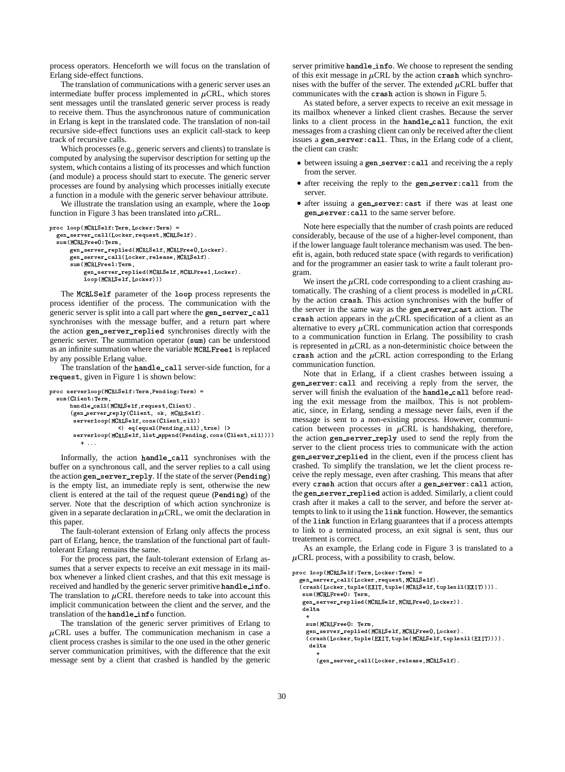process operators. Henceforth we will focus on the translation of Erlang side-effect functions.

The translation of communications with a generic server uses an intermediate buffer process implemented in $\mu$CRL, which stores sent messages until the translated generic server process is ready to receive them. Thus the asynchronous nature of communication in Erlang is kept in the translated code. The translation of non-tail recursive side-effect functions uses an explicit call-stack to keep track of recursive calls.

Which processes (e.g., generic servers and clients) to translate is computed by analysing the supervisor description for setting up the system, which contains a listing of its processes and which function (and module) a process should start to execute. The generic server processes are found by analysing which processes initially execute a function in a module with the generic server behaviour attribute.

We illustrate the translation using an example, where the `loop` function in Figure 3 has been translated into $\mu$CRL.

```
proc loop(MCRLSelf:Term,Locker:Term) =
  gen_server_call(Locker,request,MCRLSelf).
  sum(MCRLFree0:Term,
      gen_server_replied(MCRLSelf,MCRLFree0,Locker).
      gen_server_call(Locker,release,MCRLSelf).
      sum(MCRLFree1:Term,
          gen_server_replied(MCRLSelf,MCRLFree1,Locker).
          loop(MCRLSelf,Locker)))
```

The `MCRLSelf` parameter of the `loop` process represents the process identifier of the process. The communication with the generic server is split into a call part where the `gen_server_call` synchronises with the message buffer, and a return part where the action `gen_server_replied` synchronises directly with the generic server. The summation operator (`sum`) can be understood as an infinite summation where the variable `MCRLFree1` is replaced by any possible Erlang value.

The translation of the `handle_call` server-side function, for a `request`, given in Figure 1 is shown below:

```
proc serverloop(MCRLSelf:Term,Pending:Term) =
  sum(Client:Term,
      handle_call(MCRLSelf,request,Client).
      (gen_server_reply(Client, ok, MCRLSelf).
       serverloop(MCRLSelf,cons(Client,nil))
                  <| eq(equal(Pending,nil),true) |>
       serverloop(MCRLSelf,list_append(Pending,cons(Client,nil)))
         + ...
```

Informally, the action `handle_call` synchronises with the buffer on a synchronous call, and the server replies to a call using the action `gen_server_reply`. If the state of the server (`Pending`) is the empty list, an immediate reply is sent, otherwise the new client is entered at the tail of the request queue (`Pending`) of the server. Note that the description of which action synchronize is given in a separate declaration in $\mu$CRL, we omit the declaration in this paper.

The fault-tolerant extension of Erlang only affects the process part of Erlang, hence, the translation of the functional part of fault-tolerant Erlang remains the same.

For the process part, the fault-tolerant extension of Erlang assumes that a server expects to receive an exit message in its mailbox whenever a linked client crashes, and that this exit message is received and handled by the generic server primitive **handle_info**. The translation to $\mu$CRL therefore needs to take into account this implicit communication between the client and the server, and the translation of the **handle_info** function.

The translation of the generic server primitives of Erlang to $\mu$CRL uses a buffer. The communication mechanism in case a client process crashes is similar to the one used in the other generic server communication primitives, with the difference that the exit message sent by a client that crashed is handled by the generic server primitive **handle_info**. We choose to represent the sending of this exit message in $\mu$CRL by the action **crash** which synchronises with the buffer of the server. The extended $\mu$CRL buffer that communicates with the **crash** action is shown in Figure 5.

As stated before, a server expects to receive an exit message in its mailbox whenever a linked client crashes. Because the server links to a client process in the **handle_call** function, the exit messages from a crashing client can only be received after the client issues a **gen_server:call**. Thus, in the Erlang code of a client, the client can crash:

- between issuing a **gen_server:call** and receiving the a reply from the server.
- after receiving the reply to the **gen_server:call** from the server.
- after issuing a **gen_server:cast** if there was at least one **gen_server:call** to the same server before.

Note here especially that the number of crash points are reduced considerably, because of the use of a higher-level component, than if the lower language fault tolerance mechanism was used. The benefit is, again, both reduced state space (with regards to verification) and for the programmer an easier task to write a fault tolerant program.

We insert the $\mu$CRL code corresponding to a client crashing automatically. The crashing of a client process is modelled in $\mu$CRL by the action **crash**. This action synchronises with the buffer of the server in the same way as the **gen_server_cast** action. The **crash** action appears in the $\mu$CRL specification of a client as an alternative to every $\mu$CRL communication action that corresponds to a communication function in Erlang. The possibility to crash is represented in $\mu$CRL as a non-deterministic choice between the **crash** action and the $\mu$CRL action corresponding to the Erlang communication function.

Note that in Erlang, if a client crashes between issuing a **gen_server:call** and receiving a reply from the server, the server will finish the evaluation of the **handle_call** before reading the exit message from the mailbox. This is not problematic, since, in Erlang, sending a message never fails, even if the message is sent to a non-existing process. However, communication between processes in $\mu$CRL is handshaking, therefore, the action **gen_server_reply** used to send the reply from the server to the client process tries to communicate with the action **gen_server_replied** in the client, even if the process client has crashed. To simplify the translation, we let the client process receive the reply message, even after crashing. This means that after every **crash** action that occurs after a **gen_server:call** action, the **gen_server_replied** action is added. Similarly, a client could crash after it makes a call to the server, and before the server attempts to link to it using the **link** function. However, the semantics of the **link** function in Erlang guarantees that if a process attempts to link to a terminated process, an exit signal is sent, thus our treatement is correct.

As an example, the Erlang code in Figure 3 is translated to a $\mu$CRL process, with a possibility to crash, below.

```
proc loop(MCRLSelf:Term,Locker:Term) =
  gen_server_call(Locker,request,MCRLSelf).
  (crash(Locker,tuple(EXIT,tuple(MCRLSelf,tuplenil(EXIT)))).
   sum(MCRLFree0: Term,
   gen_server_replied(MCRLSelf,MCRLFree0,Locker)).
   delta
    +
    sum(MCRLFree0: Term,
    gen_server_replied(MCRLSelf,MCRLFree0,Locker).
    (crash(Locker,tuple(EXIT,tuple(MCRLSelf,tuplenil(EXIT)))).
     delta
       +
       (gen_server_call(Locker,release,MCRLSelf).
```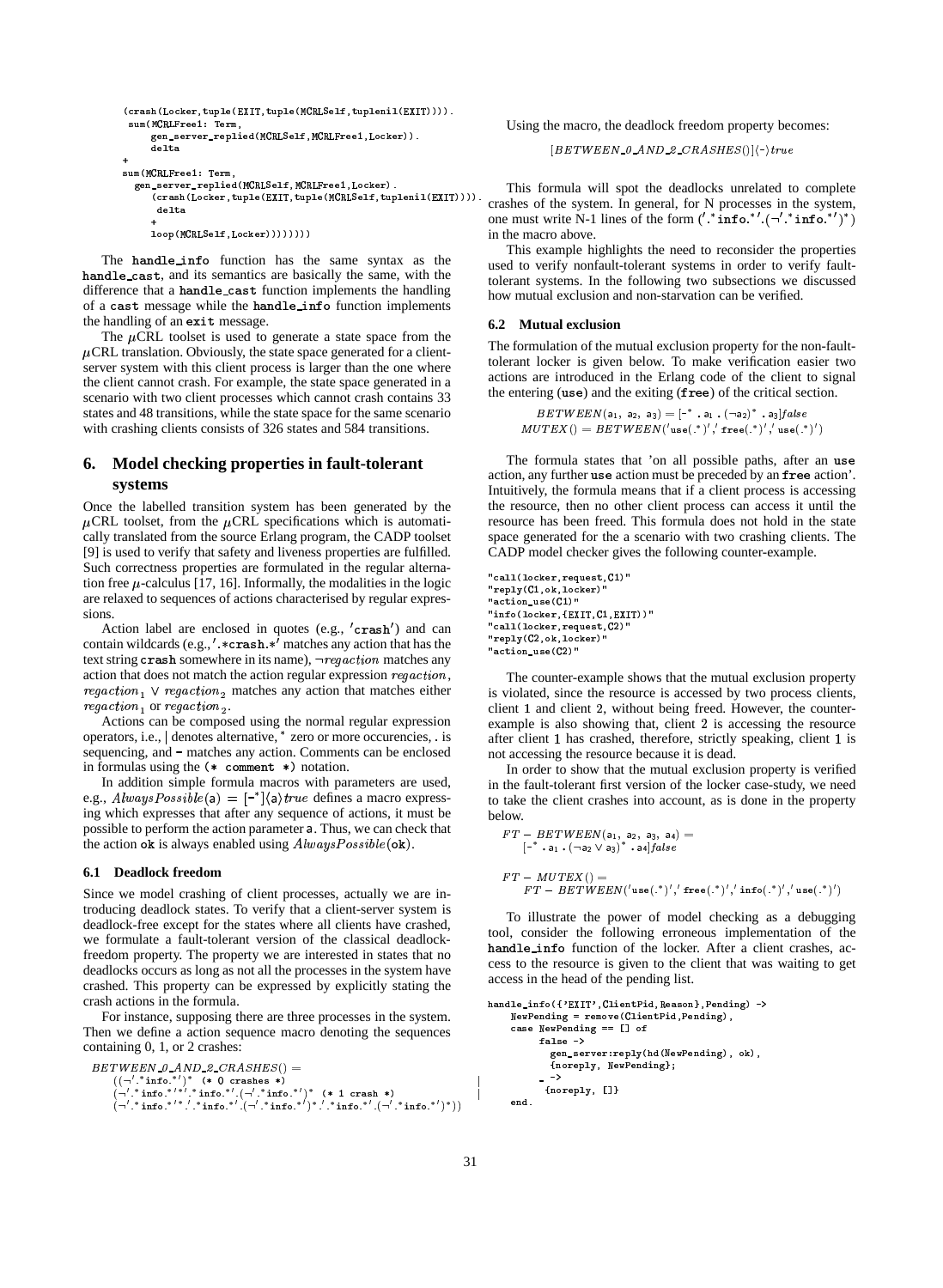```
(crash(Locker,tuple(EXIT,tuple(MCRLSelf,tuplenil(EXIT)))).
 sum(MCRLFree1: Term,
     gen_server_replied(MCRLSelf,MCRLFree1,Locker)).
     delta
+
sum(MCRLFree1: Term,
   gen_server_replied(MCRLSelf,MCRLFree1,Locker).
      (crash(Locker,tuple(EXIT,tuple(MCRLSelf,tuplenil(EXIT)))).
       delta
      +
      loop(MCRLSelf,Locker)))))))
```

The **handle_info** function has the same syntax as the **handle_cast**, and its semantics are basically the same, with the difference that a **handle_cast** function implements the handling of a **cast** message while the **handle_info** function implements the handling of an **exit** message.

The $\mu$CRL toolset is used to generate a state space from the $\mu$CRL translation. Obviously, the state space generated for a client-server system with this client process is larger than the one where the client cannot crash. For example, the state space generated in a scenario with two client processes which cannot crash contains 33 states and 48 transitions, while the state space for the same scenario with crashing clients consists of 326 states and 584 transitions.

## 6. Model checking properties in fault-tolerant systems

Once the labelled transition system has been generated by the $\mu$CRL toolset, from the $\mu$CRL specifications which is automatically translated from the source Erlang program, the CADP toolset [9] is used to verify that safety and liveness properties are fulfilled. Such correctness properties are formulated in the regular alternation free $\mu$-calculus [17, 16]. Informally, the modalities in the logic are relaxed to sequences of actions characterised by regular expressions.

Action label are enclosed in quotes (e.g., $'\texttt{crash}'$) and can contain wildcards (e.g., $'.*\texttt{crash}.*'$ matches any action that has the text string **crash** somewhere in its name), $\neg regaction$ matches any action that does not match the action regular expression $regaction$, $regaction_1 \vee regaction_2$ matches any action that matches either $regaction_1$ or $regaction_2$.

Actions can be composed using the normal regular expression operators, i.e., | denotes alternative, $^*$ zero or more occurencies, **.** is sequencing, and **-** matches any action. Comments can be enclosed in formulas using the `(* comment *)` notation.

In addition simple formula macros with parameters are used, e.g., $AlwaysPossible(\mathtt{a}) = [\text{-}^*]\langle \mathtt{a}\rangle true$ defines a macro expressing which expresses that after any sequence of actions, it must be possible to perform the action parameter **a**. Thus, we can check that the action **ok** is always enabled using $AlwaysPossible(\mathtt{ok})$.

### 6.1 Deadlock freedom

Since we model crashing of client processes, actually we are introducing deadlock states. To verify that a client-server system is deadlock-free except for the states where all clients have crashed, we formulate a fault-tolerant version of the classical deadlock-freedom property. The property we are interested in states that no deadlocks occurs as long as not all the processes in the system have crashed. This property can be expressed by explicitly stating the crash actions in the formula.

For instance, supposing there are three processes in the system. Then we define a action sequence macro denoting the sequences containing 0, 1, or 2 crashes:

$$
\begin{aligned}
&BETWEEN\_0\_AND\_2\_CRASHES() = \\
&\quad ((\neg'.^*\mathtt{info}.^{*'})^* \;\; \text{(* 0 crashes *)} \quad | \\
&\quad (\neg'.^*\mathtt{info}.^{*'}.'.^*\mathtt{info}.^{*'}.(\neg'.^*\mathtt{info}.^{*'})^* \;\; \text{(* 1 crash *)} \quad | \\
&\quad (\neg'.^*\mathtt{info}.^{*'}.'.^*\mathtt{info}.^{*'}.(\neg'.^*\mathtt{info}.^{*'})^*.'.^*\mathtt{info}.^{*'}.(\neg'.^*\mathtt{info}.^{*'})^*))
\end{aligned}
$$

Using the macro, the deadlock freedom property becomes:

$$[BETWEEN\_0\_AND\_2\_CRASHES()]\langle\text{-}\rangle true$$

This formula will spot the deadlocks unrelated to complete crashes of the system. In general, for N processes in the system, one must write N-1 lines of the form $('.^*\mathtt{info}.^{*'}.(\neg'.^*\mathtt{info}.^{*'})^*)$ in the macro above.

This example highlights the need to reconsider the properties used to verify nonfault-tolerant systems in order to verify fault-tolerant systems. In the following two subsections we discussed how mutual exclusion and non-starvation can be verified.

### 6.2 Mutual exclusion

The formulation of the mutual exclusion property for the non-fault-tolerant locker is given below. To make verification easier two actions are introduced in the Erlang code of the client to signal the entering (**use**) and the exiting (**free**) of the critical section.

$$
\begin{aligned}
&BETWEEN(\mathtt{a}_1,\ \mathtt{a}_2,\ \mathtt{a}_3) = [\text{-}^*\ .\ \mathtt{a}_1\ .\ (\neg\mathtt{a}_2)^*\ .\ \mathtt{a}_3]false \\
&MUTEX() = BETWEEN('\mathtt{use}(.^*)', '\mathtt{free}(.^*)', '\mathtt{use}(.^*)')
\end{aligned}
$$

The formula states that 'on all possible paths, after an **use** action, any further **use** action must be preceded by an **free** action'. Intuitively, the formula means that if a client process is accessing the resource, then no other client process can access it until the resource has been freed. This formula does not hold in the state space generated for a scenario with two crashing clients. The CADP model checker gives the following counter-example.

```
"call(locker,request,C1)"
"reply(C1,ok,locker)"
"action_use(C1)"
"info(locker,{EXIT,C1,EXIT))"
"call(locker,request,C2)"
"reply(C2,ok,locker)"
"action_use(C2)"
```

The counter-example shows that the mutual exclusion property is violated, since the resource is accessed by two process clients, client 1 and client 2, without being freed. However, the counter-example is also showing that, client 2 is accessing the resource after client 1 has crashed, therefore, strictly speaking, client 1 is not accessing the resource because it is dead.

In order to show that the mutual exclusion property is verified in the fault-tolerant first version of the locker case-study, we need to take the client crashes into account, as is done in the property below.

$$
\begin{aligned}
&FT-BETWEEN(\mathtt{a}_1,\ \mathtt{a}_2,\ \mathtt{a}_3,\ \mathtt{a}_4) = \\
&\quad [\text{-}^*\ .\ \mathtt{a}_1\ .\ (\neg\mathtt{a}_2 \vee \mathtt{a}_3)^*\ .\ \mathtt{a}_4]false \\
&FT-MUTEX() = \\
&\quad FT-BETWEEN('\mathtt{use}(.^*)', '\mathtt{free}(.^*)', '\mathtt{info}(.^*)', '\mathtt{use}(.^*)')
\end{aligned}
$$

To illustrate the power of model checking as a debugging tool, consider the following erroneous implementation of the **handle_info** function of the locker. After a client crashes, access to the resource is given to the client that was waiting to get access in the head of the pending list.

```
handle_info({'EXIT',ClientPid,Reason},Pending) ->
    NewPending = remove(ClientPid,Pending),
    case NewPending == [] of
         false ->
           gen_server:reply(hd(NewPending), ok),
           {noreply, NewPending};
         _ ->
          {noreply, []}
    end.
```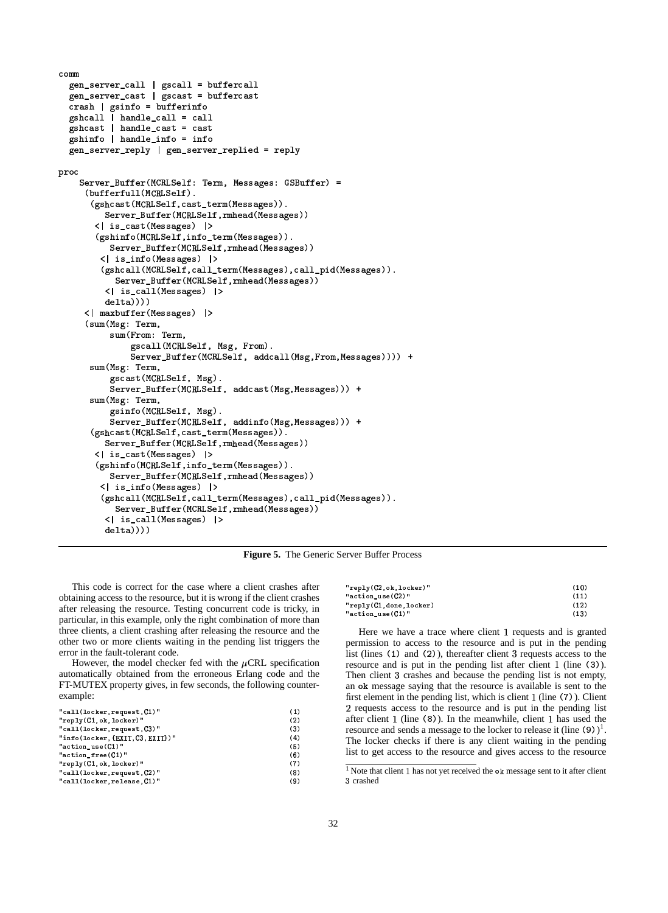```
comm
  gen_server_call | gscall = buffercall
  gen_server_cast | gscast = buffercast
  crash | gsinfo = bufferinfo
  gshcall | handle_call = call
  gshcast | handle_cast = cast
  gshinfo | handle_info = info
  gen_server_reply | gen_server_replied = reply

proc
    Server_Buffer(MCRLSelf: Term, Messages: GSBuffer) =
     (bufferfull(MCRLSelf).
      (gshcast(MCRLSelf,cast_term(Messages)).
         Server_Buffer(MCRLSelf,rmhead(Messages))
       <| is_cast(Messages) |>
       (gshinfo(MCRLSelf,info_term(Messages)).
          Server_Buffer(MCRLSelf,rmhead(Messages))
        <| is_info(Messages) |>
        (gshcall(MCRLSelf,call_term(Messages),call_pid(Messages)).
           Server_Buffer(MCRLSelf,rmhead(Messages))
         <| is_call(Messages) |>
         delta))))
     <| maxbuffer(Messages) |>
     (sum(Msg: Term,
          sum(From: Term,
              gscall(MCRLSelf, Msg, From).
              Server_Buffer(MCRLSelf, addcall(Msg,From,Messages)))) +
      sum(Msg: Term,
          gscast(MCRLSelf, Msg).
          Server_Buffer(MCRLSelf, addcast(Msg,Messages))) +
      sum(Msg: Term,
          gsinfo(MCRLSelf, Msg).
          Server_Buffer(MCRLSelf, addinfo(Msg,Messages))) +
      (gshcast(MCRLSelf,cast_term(Messages)).
         Server_Buffer(MCRLSelf,rmhead(Messages))
       <| is_cast(Messages) |>
       (gshinfo(MCRLSelf,info_term(Messages)).
          Server_Buffer(MCRLSelf,rmhead(Messages))
        <| is_info(Messages) |>
        (gshcall(MCRLSelf,call_term(Messages),call_pid(Messages)).
           Server_Buffer(MCRLSelf,rmhead(Messages))
         <| is_call(Messages) |>
         delta))))
```

**Figure 5.** The Generic Server Buffer Process

This code is correct for the case where a client crashes after obtaining access to the resource, but it is wrong if the client crashes after releasing the resource. Testing concurrent code is tricky, in particular, in this example, only the right combination of more than three clients, a client crashing after releasing the resource and the other two or more clients waiting in the pending list triggers the error in the fault-tolerant code.

However, the model checker fed with the $\mu$CRL specification automatically obtained from the erroneous Erlang code and the FT-MUTEX property gives, in few seconds, the following counter-example:

```
"call(locker,request,C1)"                 (1)
"reply(C1,ok,locker)"                     (2)
"call(locker,request,C3)"                 (3)
"info(locker,{EXIT,C3,EXIT})"             (4)
"action_use(C1)"                          (5)
"action_free(C1)"                         (6)
"reply(C1,ok,locker)"                     (7)
"call(locker,request,C2)"                 (8)
"call(locker,release,C1)"                 (9)
"reply(C2,ok,locker)"                     (10)
"action_use(C2)"                          (11)
"reply(C1,done,locker)                    (12)
"action_use(C1)"                          (13)
```

Here we have a trace where client 1 requests and is granted permission to access to the resource and is put in the pending list (lines (1) and (2)), thereafter client 3 requests access to the resource and is put in the pending list after client 1 (line (3)). Then client 3 crashes and because the pending list is not empty, an ok message saying that the resource is available is sent to the first element in the pending list, which is client 1 (line (7)). Client 2 requests access to the resource and is put in the pending list after client 1 (line (8)). In the meanwhile, client 1 has used the resource and sends a message to the locker to release it (line (9))[1]. The locker checks if there is any client waiting in the pending list to get access to the resource and gives access to the resource

[1] Note that client 1 has not yet received the ok message sent to it after client 3 crashed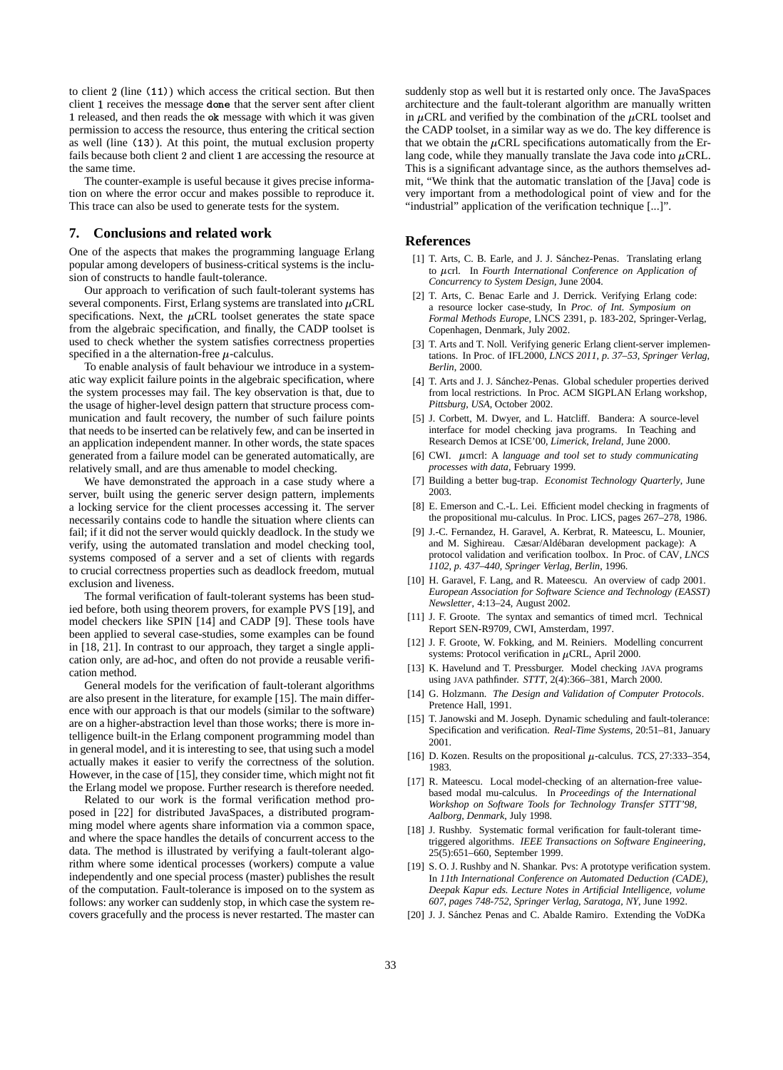to client 2 (line (11)) which access the critical section. But then client 1 receives the message `done` that the server sent after client 1 released, and then reads the `ok` message with which it was given permission to access the resource, thus entering the critical section as well (line (13)). At this point, the mutual exclusion property fails because both client 2 and client 1 are accessing the resource at the same time.

The counter-example is useful because it gives precise information on where the error occur and makes possible to reproduce it. This trace can also be used to generate tests for the system.

## 7. Conclusions and related work

One of the aspects that makes the programming language Erlang popular among developers of business-critical systems is the inclusion of constructs to handle fault-tolerance.

Our approach to verification of such fault-tolerant systems has several components. First, Erlang systems are translated into $\mu$CRL specifications. Next, the $\mu$CRL toolset generates the state space from the algebraic specification, and finally, the CADP toolset is used to check whether the system satisfies correctness properties specified in a the alternation-free $\mu$-calculus.

To enable analysis of fault behaviour we introduce in a systematic way explicit failure points in the algebraic specification, where the system processes may fail. The key observation is that, due to the usage of higher-level design pattern that structure process communication and fault recovery, the number of such failure points that needs to be inserted can be relatively few, and can be inserted in an application independent manner. In other words, the state spaces generated from a failure model can be generated automatically, are relatively small, and are thus amenable to model checking.

We have demonstrated the approach in a case study where a server, built using the generic server design pattern, implements a locking service for the client processes accessing it. The server necessarily contains code to handle the situation where clients can fail; if it did not the server would quickly deadlock. In the study we verify, using the automated translation and model checking tool, systems composed of a server and a set of clients with regards to crucial correctness properties such as deadlock freedom, mutual exclusion and liveness.

The formal verification of fault-tolerant systems has been studied before, both using theorem provers, for example PVS [19], and model checkers like SPIN [14] and CADP [9]. These tools have been applied to several case-studies, some examples can be found in [18, 21]. In contrast to our approach, they target a single application only, are ad-hoc, and often do not provide a reusable verification method.

General models for the verification of fault-tolerant algorithms are also present in the literature, for example [15]. The main difference with our approach is that our models (similar to the software) are on a higher-abstraction level than those works; there is more intelligence built-in the Erlang component programming model than in general model, and it is interesting to see, that using such a model actually makes it easier to verify the correctness of the solution. However, in the case of [15], they consider time, which might not fit the Erlang model we propose. Further research is therefore needed.

Related to our work is the formal verification method proposed in [22] for distributed JavaSpaces, a distributed programming model where agents share information via a common space, and where the space handles the details of concurrent access to the data. The method is illustrated by verifying a fault-tolerant algorithm where some identical processes (workers) compute a value independently and one special process (master) publishes the result of the computation. Fault-tolerance is imposed on to the system as follows: any worker can suddenly stop, in which case the system recovers gracefully and the process is never restarted. The master can suddenly stop as well but it is restarted only once. The JavaSpaces architecture and the fault-tolerant algorithm are manually written in $\mu$CRL and verified by the combination of the $\mu$CRL toolset and the CADP toolset, in a similar way as we do. The key difference is that we obtain the $\mu$CRL specifications automatically from the Erlang code, while they manually translate the Java code into $\mu$CRL. This is a significant advantage since, as the authors themselves admit, "We think that the automatic translation of the [Java] code is very important from a methodological point of view and for the "industrial" application of the verification technique [...]".

## References

[1] T. Arts, C. B. Earle, and J. J. Sánchez-Penas. Translating erlang to $\mu$crl. In *Fourth International Conference on Application of Concurrency to System Design*, June 2004.

[2] T. Arts, C. Benac Earle and J. Derrick. Verifying Erlang code: a resource locker case-study, In *Proc. of Int. Symposium on Formal Methods Europe*, LNCS 2391, p. 183-202, Springer-Verlag, Copenhagen, Denmark, July 2002.

[3] T. Arts and T. Noll. Verifying generic Erlang client-server implementations. In Proc. of IFL2000, *LNCS 2011, p. 37–53, Springer Verlag, Berlin*, 2000.

[4] T. Arts and J. J. Sánchez-Penas. Global scheduler properties derived from local restrictions. In Proc. ACM SIGPLAN Erlang workshop, *Pittsburg, USA*, October 2002.

[5] J. Corbett, M. Dwyer, and L. Hatcliff. Bandera: A source-level interface for model checking java programs. In Teaching and Research Demos at ICSE'00, *Limerick, Ireland*, June 2000.

[6] CWI. $\mu$mcrl: A *language and tool set to study communicating processes with data*, February 1999.

[7] Building a better bug-trap. *Economist Technology Quarterly*, June 2003.

[8] E. Emerson and C.-L. Lei. Efficient model checking in fragments of the propositional mu-calculus. In Proc. LICS, pages 267–278, 1986.

[9] J.-C. Fernandez, H. Garavel, A. Kerbrat, R. Mateescu, L. Mounier, and M. Sighireau. Cæsar/Aldébaran development package): A protocol validation and verification toolbox. In Proc. of CAV, *LNCS 1102, p. 437–440, Springer Verlag, Berlin*, 1996.

[10] H. Garavel, F. Lang, and R. Mateescu. An overview of cadp 2001. *European Association for Software Science and Technology (EASST) Newsletter*, 4:13–24, August 2002.

[11] J. F. Groote. The syntax and semantics of timed mcrl. Technical Report SEN-R9709, CWI, Amsterdam, 1997.

[12] J. F. Groote, W. Fokking, and M. Reiniers. Modelling concurrent systems: Protocol verification in $\mu$CRL, April 2000.

[13] K. Havelund and T. Pressburger. Model checking JAVA programs using JAVA pathfinder. *STTT*, 2(4):366–381, March 2000.

[14] G. Holzmann. *The Design and Validation of Computer Protocols*. Pretence Hall, 1991.

[15] T. Janowski and M. Joseph. Dynamic scheduling and fault-tolerance: Specification and verification. *Real-Time Systems*, 20:51–81, January 2001.

[16] D. Kozen. Results on the propositional $\mu$-calculus. *TCS*, 27:333–354, 1983.

[17] R. Mateescu. Local model-checking of an alternation-free value-based modal mu-calculus. In *Proceedings of the International Workshop on Software Tools for Technology Transfer STTT'98, Aalborg, Denmark*, July 1998.

[18] J. Rushby. Systematic formal verification for fault-tolerant time-triggered algorithms. *IEEE Transactions on Software Engineering*, 25(5):651–660, September 1999.

[19] S. O. J. Rushby and N. Shankar. Pvs: A prototype verification system. In *11th International Conference on Automated Deduction (CADE), Deepak Kapur eds. Lecture Notes in Artificial Intelligence, volume 607, pages 748-752, Springer Verlag, Saratoga, NY*, June 1992.

[20] J. J. Sánchez Penas and C. Abalde Ramiro. Extending the VoDKa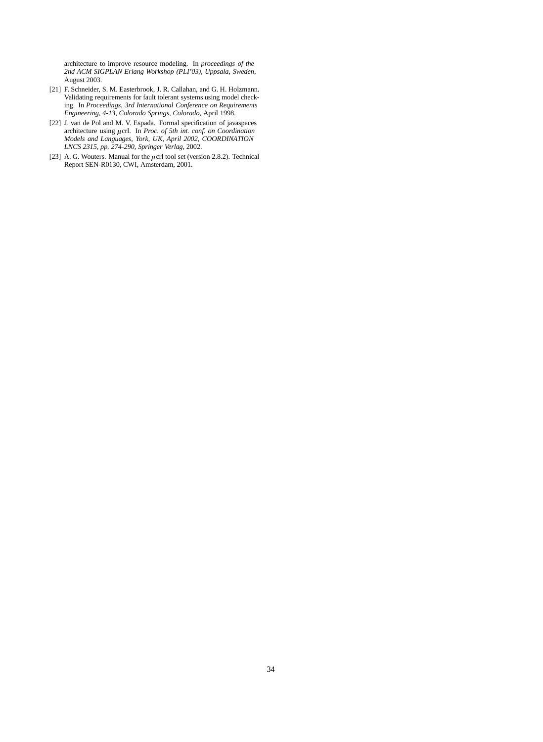architecture to improve resource modeling. In *proceedings of the 2nd ACM SIGPLAN Erlang Workshop (PLI'03), Uppsala, Sweden,* August 2003.

[21] F. Schneider, S. M. Easterbrook, J. R. Callahan, and G. H. Holzmann. Validating requirements for fault tolerant systems using model checking. In *Proceedings, 3rd International Conference on Requirements Engineering, 4-13, Colorado Springs, Colorado,* April 1998.

[22] J. van de Pol and M. V. Espada. Formal specification of javaspaces architecture using $\mu$crl. In *Proc. of 5th int. conf. on Coordination Models and Languages, York, UK, April 2002, COORDINATION LNCS 2315, pp. 274-290, Springer Verlag,* 2002.

[23] A. G. Wouters. Manual for the $\mu$crl tool set (version 2.8.2). Technical Report SEN-R0130, CWI, Amsterdam, 2001.